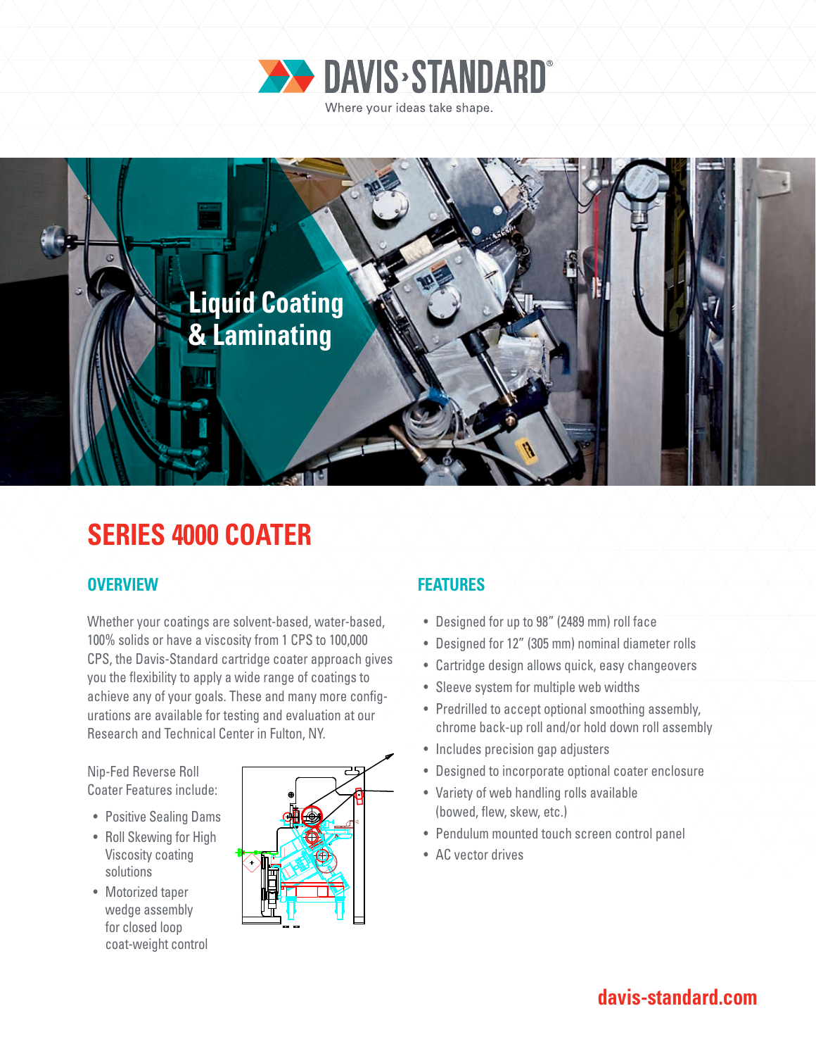DAVIS-STANDARD

Where your ideas take shape.

Liquid Coating & Laminating

# SERIES 4000 COATER

## OVERVIEW

Whether your coatings are solvent-based, water-based, 100% solids or have a viscosity from 1 CPS to 100,000 CPS, the Davis-Standard cartridge coater approach gives you the flexibility to apply a wide range of coatings to achieve any of your goals. These and many more configurations are available for testing and evaluation at our Research and Technical Center in Fulton, NY.

Nip-Fed Reverse Roll Coater Features include:

- Positive Sealing Dams
- Roll Skewing for High Viscosity coating solutions
- Motorized taper wedge assembly for closed loop coat-weight control

## FEATURES

- Designed for up to 98" (2489 mm) roll face
- Designed for 12" (305 mm) nominal diameter rolls
- Cartridge design allows quick, easy changeovers
- Sleeve system for multiple web widths
- Predrilled to accept optional smoothing assembly, chrome back-up roll and/or hold down roll assembly
- Includes precision gap adjusters
- Designed to incorporate optional coater enclosure
- Variety of web handling rolls available (bowed, flew, skew, etc.)
- Pendulum mounted touch screen control panel
- AC vector drives

davis-standard.com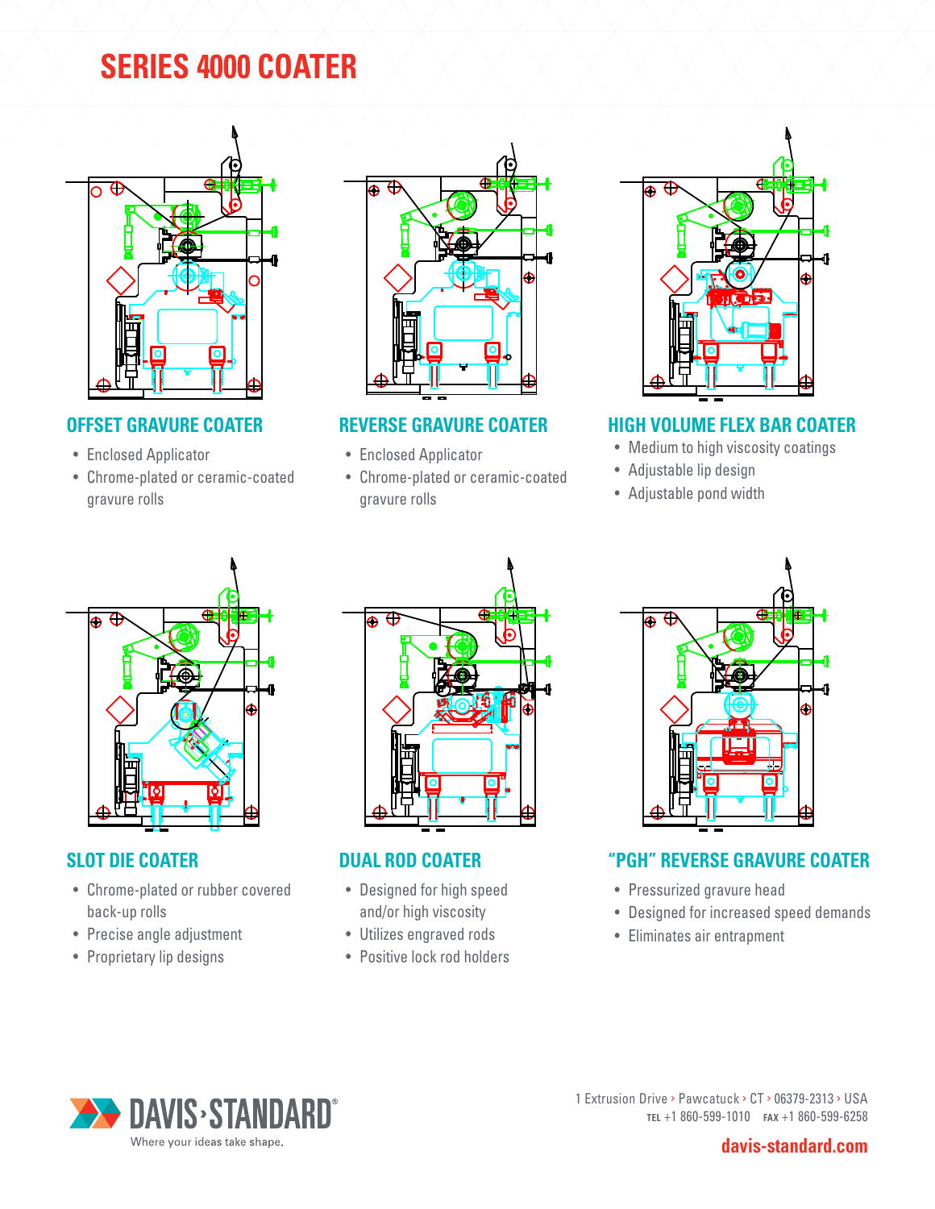# SERIES 4000 COATER

## OFFSET GRAVURE COATER

- Enclosed Applicator
- Chrome-plated or ceramic-coated gravure rolls

## REVERSE GRAVURE COATER

- Enclosed Applicator
- Chrome-plated or ceramic-coated gravure rolls

## HIGH VOLUME FLEX BAR COATER

- Medium to high viscosity coatings
- Adjustable lip design
- Adjustable pond width

## SLOT DIE COATER

- Chrome-plated or rubber covered back-up rolls
- Precise angle adjustment
- Proprietary lip designs

## DUAL ROD COATER

- Designed for high speed and/or high viscosity
- Utilizes engraved rods
- Positive lock rod holders

## "PGH" REVERSE GRAVURE COATER

- Pressurized gravure head
- Designed for increased speed demands
- Eliminates air entrapment

DAVIS-STANDARD®
Where your ideas take shape.

1 Extrusion Drive › Pawcatuck › CT › 06379-2313 › USA
TEL +1 860-599-1010 FAX +1 860-599-6258

davis-standard.com